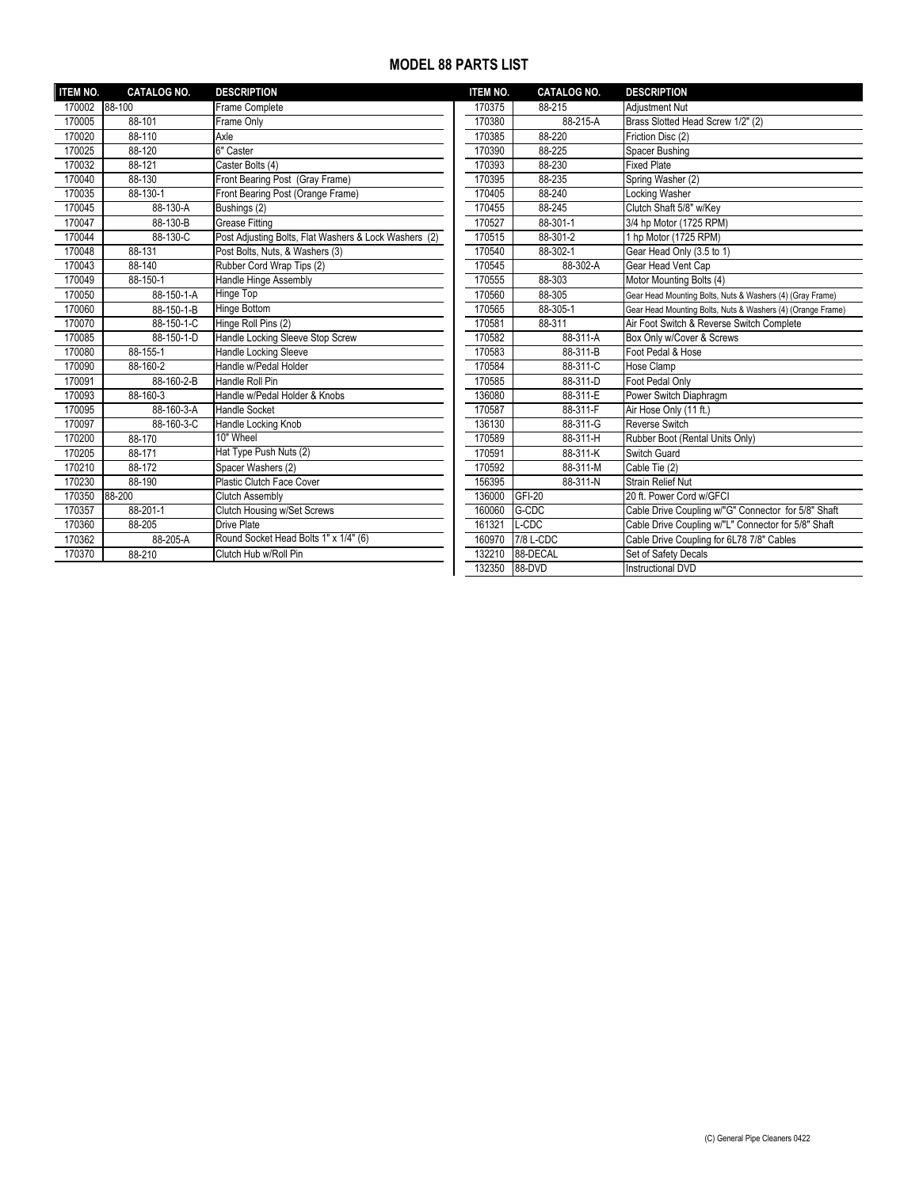## MODEL 88 PARTS LIST

| ITEM NO. | CATALOG NO. | DESCRIPTION |
|---|---|---|
| 170002 | 88-100 | Frame Complete |
| 170005 | 88-101 | Frame Only |
| 170020 | 88-110 | Axle |
| 170025 | 88-120 | 6" Caster |
| 170032 | 88-121 | Caster Bolts (4) |
| 170040 | 88-130 | Front Bearing Post (Gray Frame) |
| 170035 | 88-130-1 | Front Bearing Post (Orange Frame) |
| 170045 | 88-130-A | Bushings (2) |
| 170047 | 88-130-B | Grease Fitting |
| 170044 | 88-130-C | Post Adjusting Bolts, Flat Washers & Lock Washers (2) |
| 170048 | 88-131 | Post Bolts, Nuts, & Washers (3) |
| 170043 | 88-140 | Rubber Cord Wrap Tips (2) |
| 170049 | 88-150-1 | Handle Hinge Assembly |
| 170050 | 88-150-1-A | Hinge Top |
| 170060 | 88-150-1-B | Hinge Bottom |
| 170070 | 88-150-1-C | Hinge Roll Pins (2) |
| 170085 | 88-150-1-D | Handle Locking Sleeve Stop Screw |
| 170080 | 88-155-1 | Handle Locking Sleeve |
| 170090 | 88-160-2 | Handle w/Pedal Holder |
| 170091 | 88-160-2-B | Handle Roll Pin |
| 170093 | 88-160-3 | Handle w/Pedal Holder & Knobs |
| 170095 | 88-160-3-A | Handle Socket |
| 170097 | 88-160-3-C | Handle Locking Knob |
| 170200 | 88-170 | 10" Wheel |
| 170205 | 88-171 | Hat Type Push Nuts (2) |
| 170210 | 88-172 | Spacer Washers (2) |
| 170230 | 88-190 | Plastic Clutch Face Cover |
| 170350 | 88-200 | Clutch Assembly |
| 170357 | 88-201-1 | Clutch Housing w/Set Screws |
| 170360 | 88-205 | Drive Plate |
| 170362 | 88-205-A | Round Socket Head Bolts 1" x 1/4" (6) |
| 170370 | 88-210 | Clutch Hub w/Roll Pin |
| 170375 | 88-215 | Adjustment Nut |
| 170380 | 88-215-A | Brass Slotted Head Screw 1/2" (2) |
| 170385 | 88-220 | Friction Disc (2) |
| 170390 | 88-225 | Spacer Bushing |
| 170393 | 88-230 | Fixed Plate |
| 170395 | 88-235 | Spring Washer (2) |
| 170405 | 88-240 | Locking Washer |
| 170455 | 88-245 | Clutch Shaft 5/8" w/Key |
| 170527 | 88-301-1 | 3/4 hp Motor (1725 RPM) |
| 170515 | 88-301-2 | 1 hp Motor (1725 RPM) |
| 170540 | 88-302-1 | Gear Head Only (3.5 to 1) |
| 170545 | 88-302-A | Gear Head Vent Cap |
| 170555 | 88-303 | Motor Mounting Bolts (4) |
| 170560 | 88-305 | Gear Head Mounting Bolts, Nuts & Washers (4) (Gray Frame) |
| 170565 | 88-305-1 | Gear Head Mounting Bolts, Nuts & Washers (4) (Orange Frame) |
| 170581 | 88-311 | Air Foot Switch & Reverse Switch Complete |
| 170582 | 88-311-A | Box Only w/Cover & Screws |
| 170583 | 88-311-B | Foot Pedal & Hose |
| 170584 | 88-311-C | Hose Clamp |
| 170585 | 88-311-D | Foot Pedal Only |
| 136080 | 88-311-E | Power Switch Diaphragm |
| 170587 | 88-311-F | Air Hose Only (11 ft.) |
| 136130 | 88-311-G | Reverse Switch |
| 170589 | 88-311-H | Rubber Boot (Rental Units Only) |
| 170591 | 88-311-K | Switch Guard |
| 170592 | 88-311-M | Cable Tie (2) |
| 156395 | 88-311-N | Strain Relief Nut |
| 136000 | GFI-20 | 20 ft. Power Cord w/GFCI |
| 160060 | G-CDC | Cable Drive Coupling w/"G" Connector for 5/8" Shaft |
| 161321 | L-CDC | Cable Drive Coupling w/"L" Connector for 5/8" Shaft |
| 160970 | 7/8 L-CDC | Cable Drive Coupling for 6L78 7/8" Cables |
| 132210 | 88-DECAL | Set of Safety Decals |
| 132350 | 88-DVD | Instructional DVD |

(C) General Pipe Cleaners 0422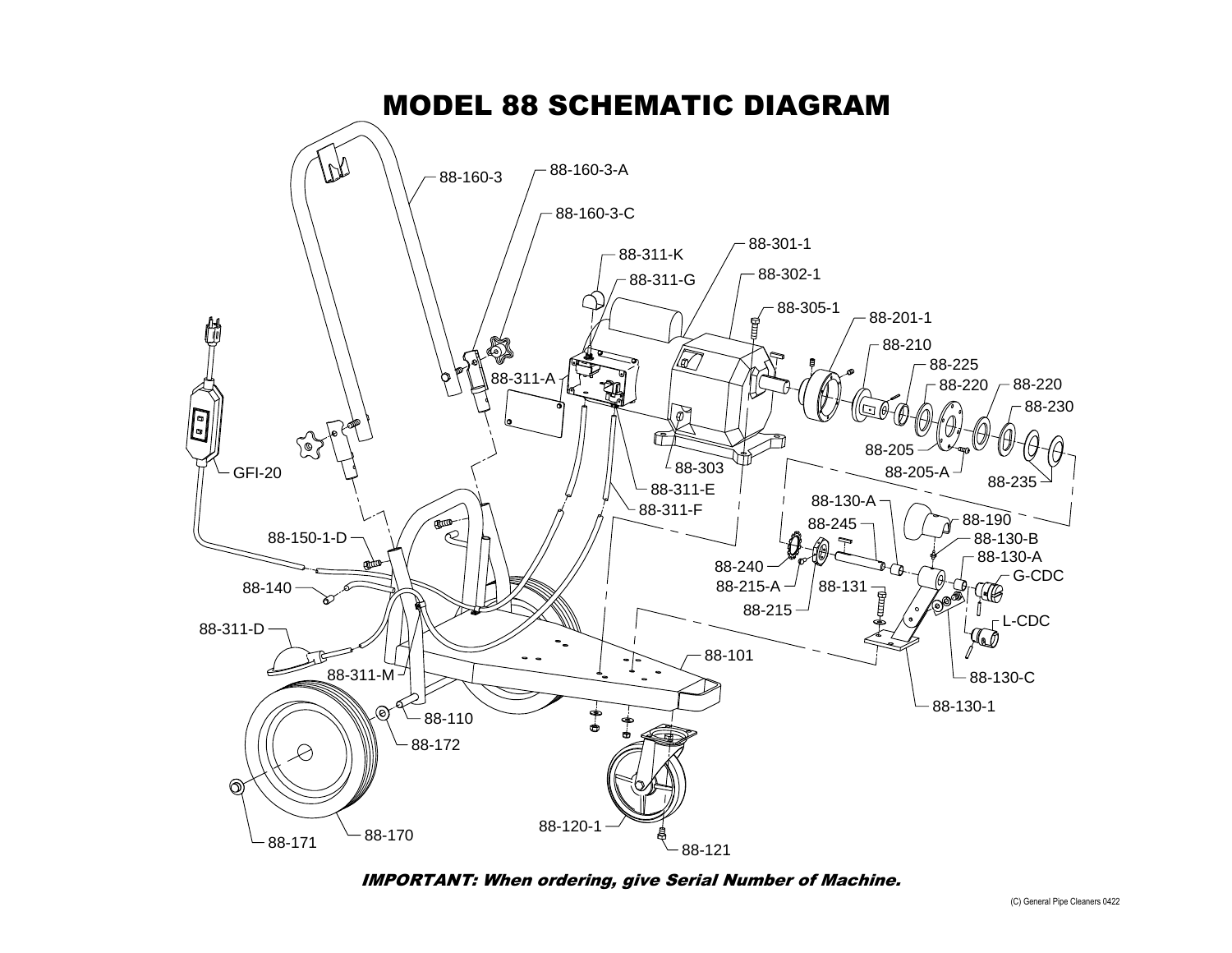# MODEL 88 SCHEMATIC DIAGRAM

88-160-3
88-160-3-A
88-160-3-C
88-311-K
88-311-G
88-301-1
88-302-1
88-305-1
88-201-1
88-210
88-225
88-220
88-220
88-230
88-311-A
88-205
88-205-A
88-235
GFI-20
88-303
88-311-E
88-311-F
88-130-A
88-245
88-190
88-130-B
88-130-A
88-150-1-D
88-240
G-CDC
88-215-A
88-131
88-140
88-215
L-CDC
88-311-D
88-101
88-311-M
88-130-C
88-110
88-130-1
88-172
88-120-1
88-171
88-170
88-121

***IMPORTANT: When ordering, give Serial Number of Machine.***

(C) General Pipe Cleaners 0422